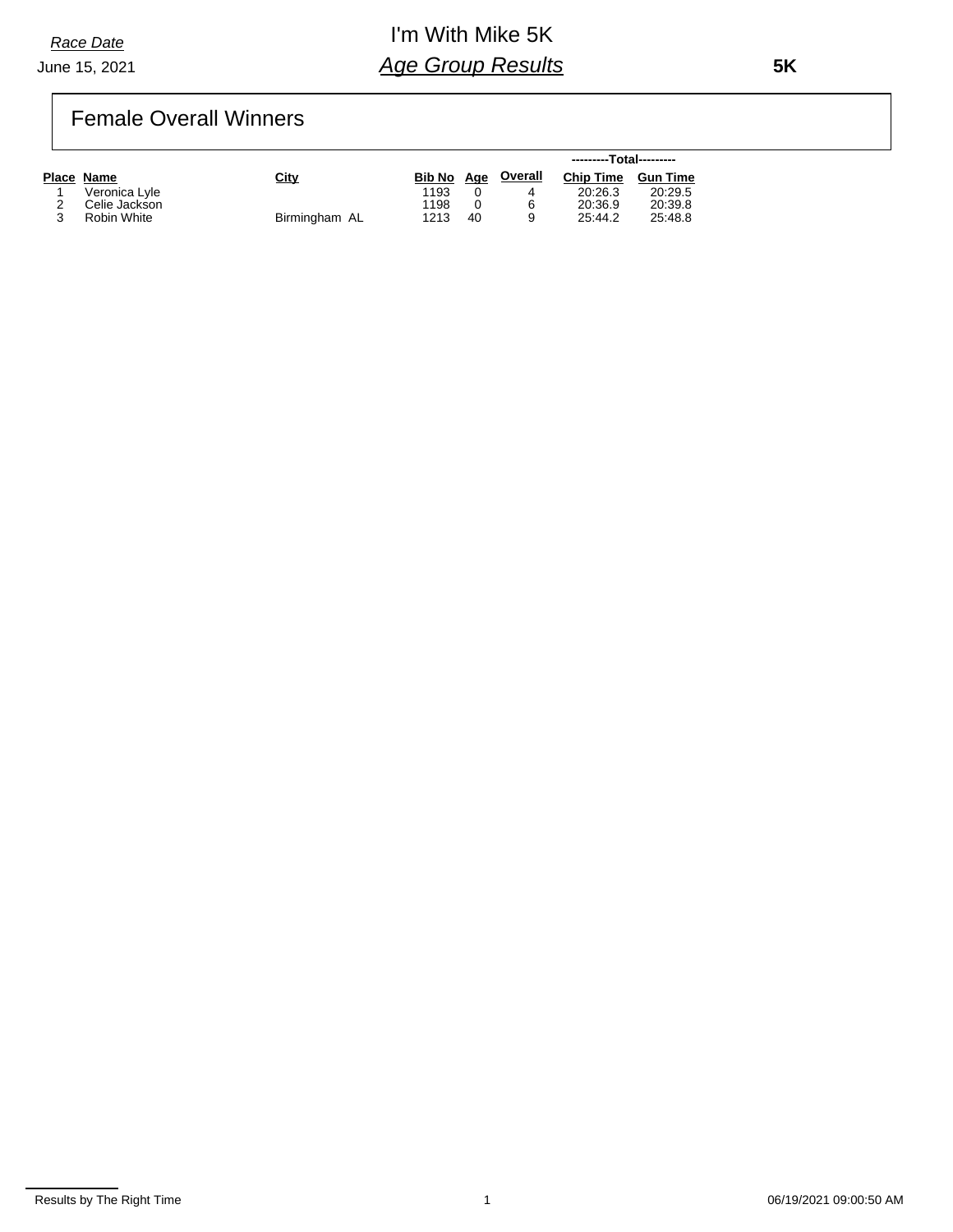*Race Date*

June 15, 2021

# I'm With Mike 5K

## *Age Group Results*

**5K**

### Female Overall Winners

| Place | Name | City | Bib No | Age | Overall | ---------Total--------- | |
|---|---|---|---|---|---|---|---|
| | | | | | | Chip Time | Gun Time |
| 1 | Veronica Lyle | | 1193 | 0 | 4 | 20:26.3 | 20:29.5 |
| 2 | Celie Jackson | | 1198 | 0 | 6 | 20:36.9 | 20:39.8 |
| 3 | Robin White | Birmingham AL | 1213 | 40 | 9 | 25:44.2 | 25:48.8 |

Results by The Right Time

06/19/2021 09:00:50 AM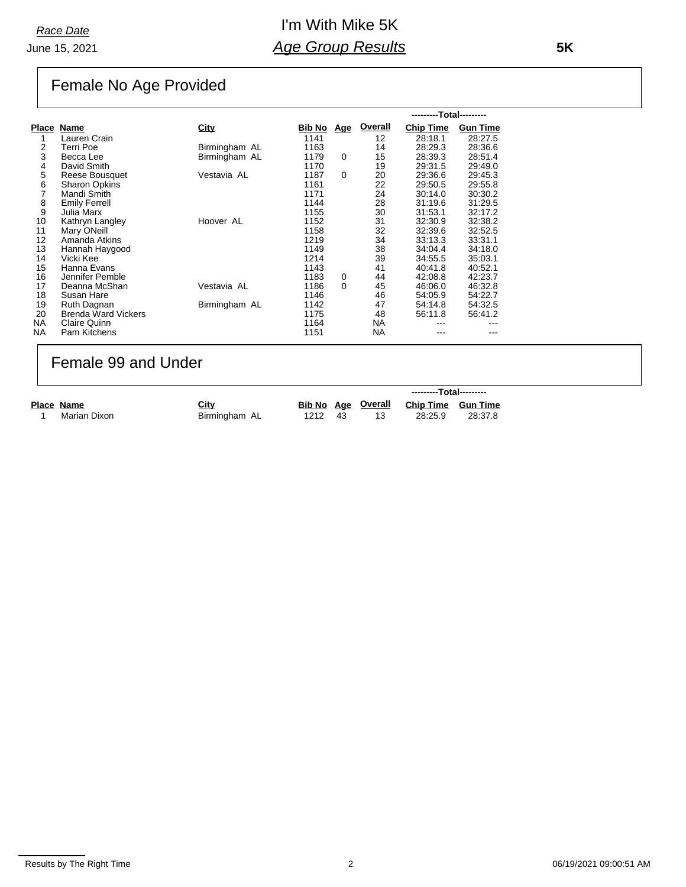*Race Date*
June 15, 2021

# I'm With Mike 5K
## *Age Group Results*

**5K**

## Female No Age Provided

| Place | Name | City | Bib No | Age | Overall | Total Chip Time | Total Gun Time |
|---|---|---|---|---|---|---|---|
| 1 | Lauren Crain | | 1141 | | 12 | 28:18.1 | 28:27.5 |
| 2 | Terri Poe | Birmingham AL | 1163 | | 14 | 28:29.3 | 28:36.6 |
| 3 | Becca Lee | Birmingham AL | 1179 | 0 | 15 | 28:39.3 | 28:51.4 |
| 4 | David Smith | | 1170 | | 19 | 29:31.5 | 29:49.0 |
| 5 | Reese Bousquet | Vestavia AL | 1187 | 0 | 20 | 29:36.6 | 29:45.3 |
| 6 | Sharon Opkins | | 1161 | | 22 | 29:50.5 | 29:55.8 |
| 7 | Mandi Smith | | 1171 | | 24 | 30:14.0 | 30:30.2 |
| 8 | Emily Ferrell | | 1144 | | 28 | 31:19.6 | 31:29.5 |
| 9 | Julia Marx | | 1155 | | 30 | 31:53.1 | 32:17.2 |
| 10 | Kathryn Langley | Hoover AL | 1152 | | 31 | 32:30.9 | 32:38.2 |
| 11 | Mary ONeill | | 1158 | | 32 | 32:39.6 | 32:52.5 |
| 12 | Amanda Atkins | | 1219 | | 34 | 33:13.3 | 33:31.1 |
| 13 | Hannah Haygood | | 1149 | | 38 | 34:04.4 | 34:18.0 |
| 14 | Vicki Kee | | 1214 | | 39 | 34:55.5 | 35:03.1 |
| 15 | Hanna Evans | | 1143 | | 41 | 40:41.8 | 40:52.1 |
| 16 | Jennifer Pemble | | 1183 | 0 | 44 | 42:08.8 | 42:23.7 |
| 17 | Deanna McShan | Vestavia AL | 1186 | 0 | 45 | 46:06.0 | 46:32.8 |
| 18 | Susan Hare | | 1146 | | 46 | 54:05.9 | 54:22.7 |
| 19 | Ruth Dagnan | Birmingham AL | 1142 | | 47 | 54:14.8 | 54:32.5 |
| 20 | Brenda Ward Vickers | | 1175 | | 48 | 56:11.8 | 56:41.2 |
| NA | Claire Quinn | | 1164 | | NA | --- | --- |
| NA | Pam Kitchens | | 1151 | | NA | --- | --- |

## Female 99 and Under

| Place | Name | City | Bib No | Age | Overall | Total Chip Time | Total Gun Time |
|---|---|---|---|---|---|---|---|
| 1 | Marian Dixon | Birmingham AL | 1212 | 43 | 13 | 28:25.9 | 28:37.8 |

Results by The Right Time

06/19/2021 09:00:51 AM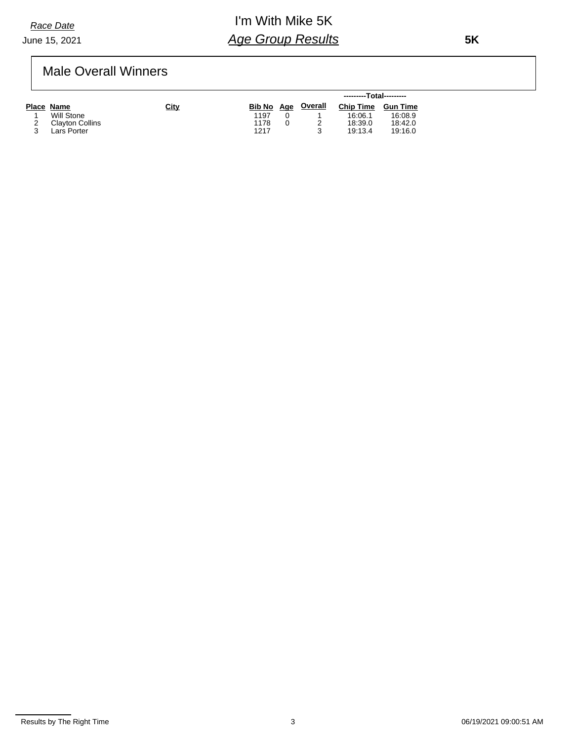Race Date

June 15, 2021

# I'm With Mike 5K

## Age Group Results

**5K**

### Male Overall Winners

| Place | Name | City | Bib No | Age | Overall | ---------Total--------- Chip Time | Gun Time |
|---|---|---|---|---|---|---|---|
| 1 | Will Stone | | 1197 | 0 | 1 | 16:06.1 | 16:08.9 |
| 2 | Clayton Collins | | 1178 | 0 | 2 | 18:39.0 | 18:42.0 |
| 3 | Lars Porter | | 1217 | | 3 | 19:13.4 | 19:16.0 |

Results by The Right Time

06/19/2021 09:00:51 AM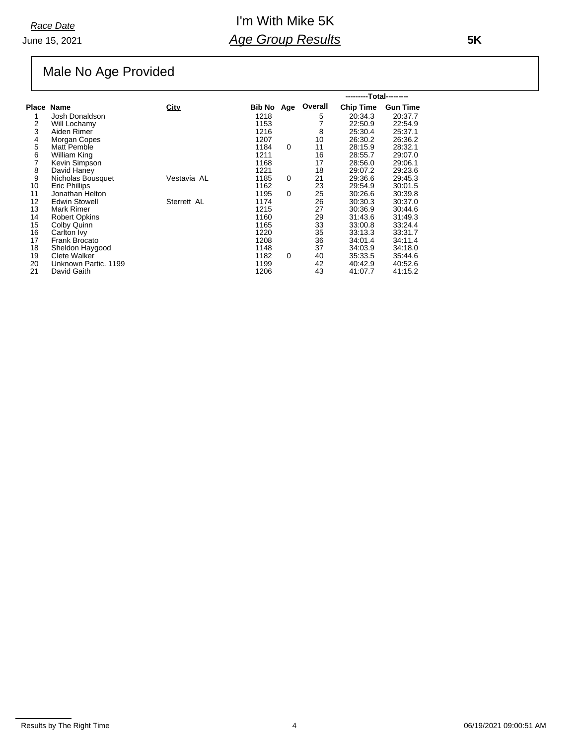# I'm With Mike 5K

## *Age Group Results*

*Race Date*

June 15, 2021

**5K**

## Male No Age Provided

| | | | | | | ---------Total--------- | |
|---|---|---|---|---|---|---|---|
| **Place** | **Name** | **City** | **Bib No** | **Age** | **Overall** | **Chip Time** | **Gun Time** |
| 1 | Josh Donaldson | | 1218 | | 5 | 20:34.3 | 20:37.7 |
| 2 | Will Lochamy | | 1153 | | 7 | 22:50.9 | 22:54.9 |
| 3 | Aiden Rimer | | 1216 | | 8 | 25:30.4 | 25:37.1 |
| 4 | Morgan Copes | | 1207 | | 10 | 26:30.2 | 26:36.2 |
| 5 | Matt Pemble | | 1184 | 0 | 11 | 28:15.9 | 28:32.1 |
| 6 | William King | | 1211 | | 16 | 28:55.7 | 29:07.0 |
| 7 | Kevin Simpson | | 1168 | | 17 | 28:56.0 | 29:06.1 |
| 8 | David Haney | | 1221 | | 18 | 29:07.2 | 29:23.6 |
| 9 | Nicholas Bousquet | Vestavia AL | 1185 | 0 | 21 | 29:36.6 | 29:45.3 |
| 10 | Eric Phillips | | 1162 | | 23 | 29:54.9 | 30:01.5 |
| 11 | Jonathan Helton | | 1195 | 0 | 25 | 30:26.6 | 30:39.8 |
| 12 | Edwin Stowell | Sterrett AL | 1174 | | 26 | 30:30.3 | 30:37.0 |
| 13 | Mark Rimer | | 1215 | | 27 | 30:36.9 | 30:44.6 |
| 14 | Robert Opkins | | 1160 | | 29 | 31:43.6 | 31:49.3 |
| 15 | Colby Quinn | | 1165 | | 33 | 33:00.8 | 33:24.4 |
| 16 | Carlton Ivy | | 1220 | | 35 | 33:13.3 | 33:31.7 |
| 17 | Frank Brocato | | 1208 | | 36 | 34:01.4 | 34:11.4 |
| 18 | Sheldon Haygood | | 1148 | | 37 | 34:03.9 | 34:18.0 |
| 19 | Clete Walker | | 1182 | 0 | 40 | 35:33.5 | 35:44.6 |
| 20 | Unknown Partic. 1199 | | 1199 | | 42 | 40:42.9 | 40:52.6 |
| 21 | David Gaith | | 1206 | | 43 | 41:07.7 | 41:15.2 |

Results by The Right Time

06/19/2021 09:00:51 AM